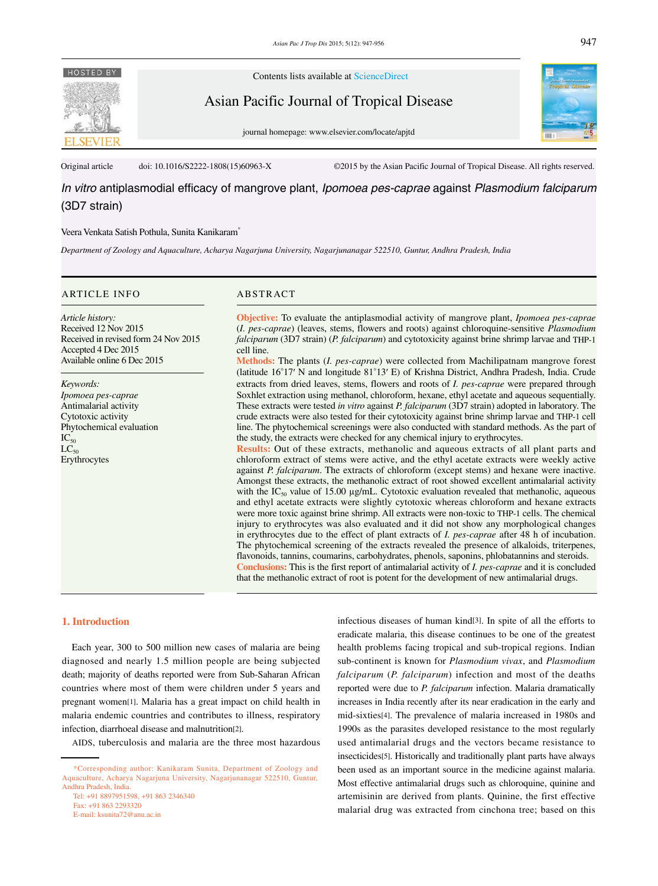Contents lists available at ScienceDirect

Asian Pacific Journal of Tropical Disease

journal homepage: www.elsevier.com/locate/apjtd

Original article doi: 10.1016/S2222-1808(15)60963-X ©2015 by the Asian Pacific Journal of Tropical Disease. All rights reserved.

# *In vitro* antiplasmodial efficacy of mangrove plant, *Ipomoea pes-caprae* against *Plasmodium falciparum* (3D7 strain)

Veera Venkata Satish Pothula, Sunita Kanikaram*

*Department of Zoology and Aquaculture, Acharya Nagarjuna University, Nagarjunanagar 522510, Guntur, Andhra Pradesh, India*

## ARTICLE INFO

*Article history:*
Received 12 Nov 2015
Received in revised form 24 Nov 2015
Accepted 4 Dec 2015
Available online 6 Dec 2015

*Keywords:*
*Ipomoea pes-caprae*
Antimalarial activity
Cytotoxic activity
Phytochemical evaluation
$IC_{50}$
$LC_{50}$
Erythrocytes

## ABSTRACT

**Objective:** To evaluate the antiplasmodial activity of mangrove plant, *Ipomoea pes-caprae* (*I. pes-caprae*) (leaves, stems, flowers and roots) against chloroquine-sensitive *Plasmodium falciparum* (3D7 strain) (*P. falciparum*) and cytotoxicity against brine shrimp larvae and THP-1 cell line.

**Methods:** The plants (*I. pes-caprae*) were collected from Machilipatnam mangrove forest (latitude 16°17′ N and longitude 81°13′ E) of Krishna District, Andhra Pradesh, India. Crude extracts from dried leaves, stems, flowers and roots of *I. pes-caprae* were prepared through Soxhlet extraction using methanol, chloroform, hexane, ethyl acetate and aqueous sequentially. These extracts were tested *in vitro* against *P. falciparum* (3D7 strain) adopted in laboratory. The crude extracts were also tested for their cytotoxicity against brine shrimp larvae and THP-1 cell line. The phytochemical screenings were also conducted with standard methods. As the part of the study, the extracts were checked for any chemical injury to erythrocytes.

**Results:** Out of these extracts, methanolic and aqueous extracts of all plant parts and chloroform extract of stems were active, and the ethyl acetate extracts were weekly active against *P. falciparum*. The extracts of chloroform (except stems) and hexane were inactive. Amongst these extracts, the methanolic extract of root showed excellent antimalarial activity with the $IC_{50}$ value of 15.00 µg/mL. Cytotoxic evaluation revealed that methanolic, aqueous and ethyl acetate extracts were slightly cytotoxic whereas chloroform and hexane extracts were more toxic against brine shrimp. All extracts were non-toxic to THP-1 cells. The chemical injury to erythrocytes was also evaluated and it did not show any morphological changes in erythrocytes due to the effect of plant extracts of *I. pes-caprae* after 48 h of incubation. The phytochemical screening of the extracts revealed the presence of alkaloids, triterpenes, flavonoids, tannins, coumarins, carbohydrates, phenols, saponins, phlobatannins and steroids.

**Conclusions:** This is the first report of antimalarial activity of *I. pes-caprae* and it is concluded that the methanolic extract of root is potent for the development of new antimalarial drugs.

## 1. Introduction

Each year, 300 to 500 million new cases of malaria are being diagnosed and nearly 1.5 million people are being subjected death; majority of deaths reported were from Sub-Saharan African countries where most of them were children under 5 years and pregnant women[1]. Malaria has a great impact on child health in malaria endemic countries and contributes to illness, respiratory infection, diarrhoeal disease and malnutrition[2].

AIDS, tuberculosis and malaria are the three most hazardous infectious diseases of human kind[3]. In spite of all the efforts to eradicate malaria, this disease continues to be one of the greatest health problems facing tropical and sub-tropical regions. Indian sub-continent is known for *Plasmodium vivax*, and *Plasmodium falciparum* (*P. falciparum*) infection and most of the deaths reported were due to *P. falciparum* infection. Malaria dramatically increases in India recently after its near eradication in the early and mid-sixties[4]. The prevalence of malaria increased in 1980s and 1990s as the parasites developed resistance to the most regularly used antimalarial drugs and the vectors became resistance to insecticides[5]. Historically and traditionally plant parts have always been used as an important source in the medicine against malaria. Most effective antimalarial drugs such as chloroquine, quinine and artemisinin are derived from plants. Quinine, the first effective malarial drug was extracted from cinchona tree; based on this

*Corresponding author: Kanikaram Sunita, Department of Zoology and Aquaculture, Acharya Nagarjuna University, Nagarjunanagar 522510, Guntur, Andhra Pradesh, India.
Tel: +91 8897951598, +91 863 2346340
Fax: +91 863 2293320
E-mail: ksunita72@anu.ac.in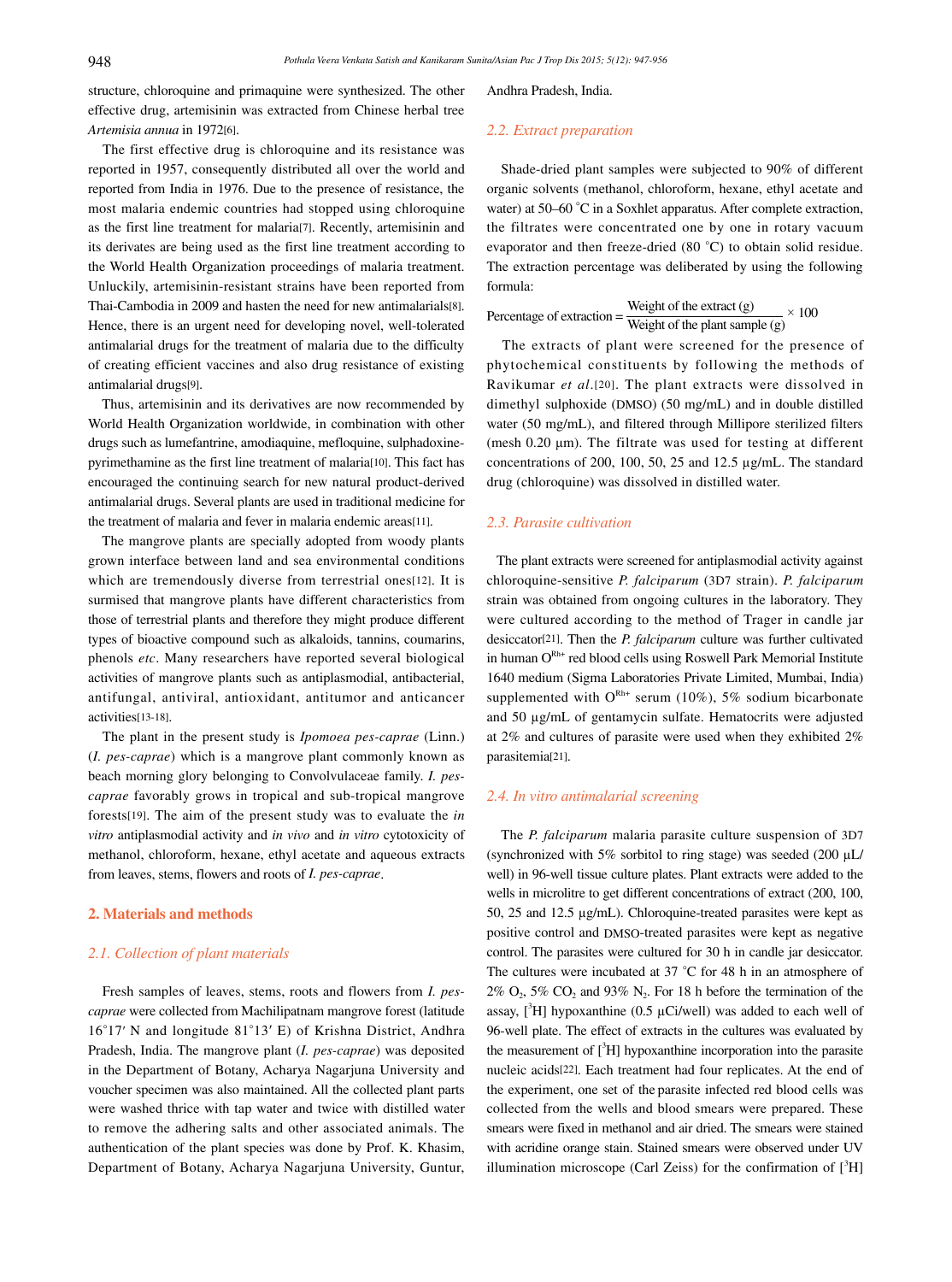structure, chloroquine and primaquine were synthesized. The other effective drug, artemisinin was extracted from Chinese herbal tree *Artemisia annua* in 1972[6].

The first effective drug is chloroquine and its resistance was reported in 1957, consequently distributed all over the world and reported from India in 1976. Due to the presence of resistance, the most malaria endemic countries had stopped using chloroquine as the first line treatment for malaria[7]. Recently, artemisinin and its derivates are being used as the first line treatment according to the World Health Organization proceedings of malaria treatment. Unluckily, artemisinin-resistant strains have been reported from Thai-Cambodia in 2009 and hasten the need for new antimalarials[8]. Hence, there is an urgent need for developing novel, well-tolerated antimalarial drugs for the treatment of malaria due to the difficulty of creating efficient vaccines and also drug resistance of existing antimalarial drugs[9].

Thus, artemisinin and its derivatives are now recommended by World Health Organization worldwide, in combination with other drugs such as lumefantrine, amodiaquine, mefloquine, sulphadoxine-pyrimethamine as the first line treatment of malaria[10]. This fact has encouraged the continuing search for new natural product-derived antimalarial drugs. Several plants are used in traditional medicine for the treatment of malaria and fever in malaria endemic areas[11].

The mangrove plants are specially adopted from woody plants grown interface between land and sea environmental conditions which are tremendously diverse from terrestrial ones[12]. It is surmised that mangrove plants have different characteristics from those of terrestrial plants and therefore they might produce different types of bioactive compound such as alkaloids, tannins, coumarins, phenols *etc*. Many researchers have reported several biological activities of mangrove plants such as antiplasmodial, antibacterial, antifungal, antiviral, antioxidant, antitumor and anticancer activities[13-18].

The plant in the present study is *Ipomoea pes-caprae* (Linn.) (*I. pes-caprae*) which is a mangrove plant commonly known as beach morning glory belonging to Convolvulaceae family. *I. pes-caprae* favorably grows in tropical and sub-tropical mangrove forests[19]. The aim of the present study was to evaluate the *in vitro* antiplasmodial activity and *in vivo* and *in vitro* cytotoxicity of methanol, chloroform, hexane, ethyl acetate and aqueous extracts from leaves, stems, flowers and roots of *I. pes-caprae*.

## 2. Materials and methods

### 2.1. Collection of plant materials

Fresh samples of leaves, stems, roots and flowers from *I. pes-caprae* were collected from Machilipatnam mangrove forest (latitude 16°17′ N and longitude 81°13′ E) of Krishna District, Andhra Pradesh, India. The mangrove plant (*I. pes-caprae*) was deposited in the Department of Botany, Acharya Nagarjuna University and voucher specimen was also maintained. All the collected plant parts were washed thrice with tap water and twice with distilled water to remove the adhering salts and other associated animals. The authentication of the plant species was done by Prof. K. Khasim, Department of Botany, Acharya Nagarjuna University, Guntur, Andhra Pradesh, India.

### 2.2. Extract preparation

Shade-dried plant samples were subjected to 90% of different organic solvents (methanol, chloroform, hexane, ethyl acetate and water) at 50–60 °C in a Soxhlet apparatus. After complete extraction, the filtrates were concentrated one by one in rotary vacuum evaporator and then freeze-dried (80 °C) to obtain solid residue. The extraction percentage was deliberated by using the following formula:

$$\text{Percentage of extraction} = \frac{\text{Weight of the extract (g)}}{\text{Weight of the plant sample (g)}} \times 100$$

The extracts of plant were screened for the presence of phytochemical constituents by following the methods of Ravikumar *et al*.[20]. The plant extracts were dissolved in dimethyl sulphoxide (DMSO) (50 mg/mL) and in double distilled water (50 mg/mL), and filtered through Millipore sterilized filters (mesh 0.20 µm). The filtrate was used for testing at different concentrations of 200, 100, 50, 25 and 12.5 µg/mL. The standard drug (chloroquine) was dissolved in distilled water.

### 2.3. Parasite cultivation

The plant extracts were screened for antiplasmodial activity against chloroquine-sensitive *P. falciparum* (3D7 strain). *P. falciparum* strain was obtained from ongoing cultures in the laboratory. They were cultured according to the method of Trager in candle jar desiccator[21]. Then the *P. falciparum* culture was further cultivated in human $O^{Rh+}$ red blood cells using Roswell Park Memorial Institute 1640 medium (Sigma Laboratories Private Limited, Mumbai, India) supplemented with $O^{Rh+}$ serum (10%), 5% sodium bicarbonate and 50 µg/mL of gentamycin sulfate. Hematocrits were adjusted at 2% and cultures of parasite were used when they exhibited 2% parasitemia[21].

### 2.4. In vitro antimalarial screening

The *P. falciparum* malaria parasite culture suspension of 3D7 (synchronized with 5% sorbitol to ring stage) was seeded (200 µL/well) in 96-well tissue culture plates. Plant extracts were added to the wells in microlitre to get different concentrations of extract (200, 100, 50, 25 and 12.5 µg/mL). Chloroquine-treated parasites were kept as positive control and DMSO-treated parasites were kept as negative control. The parasites were cultured for 30 h in candle jar desiccator. The cultures were incubated at 37 °C for 48 h in an atmosphere of 2% $O_2$, 5% $CO_2$ and 93% $N_2$. For 18 h before the termination of the assay, [$^3$H] hypoxanthine (0.5 µCi/well) was added to each well of 96-well plate. The effect of extracts in the cultures was evaluated by the measurement of [$^3$H] hypoxanthine incorporation into the parasite nucleic acids[22]. Each treatment had four replicates. At the end of the experiment, one set of the parasite infected red blood cells was collected from the wells and blood smears were prepared. These smears were fixed in methanol and air dried. The smears were stained with acridine orange stain. Stained smears were observed under UV illumination microscope (Carl Zeiss) for the confirmation of [$^3$H]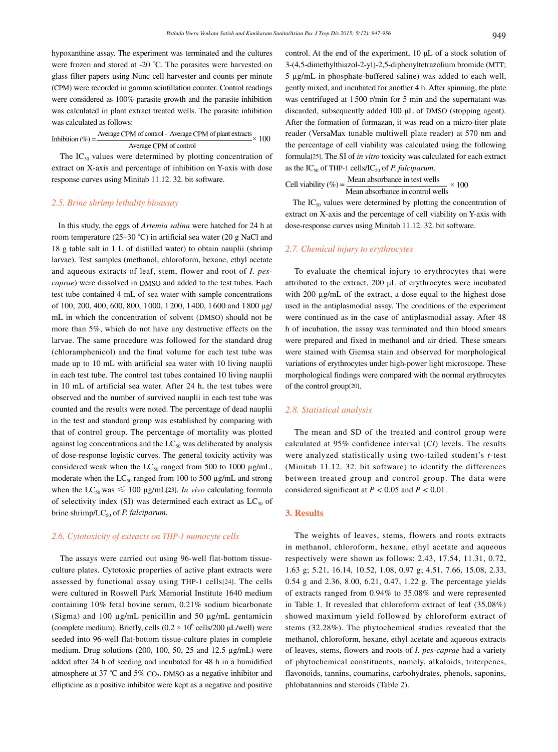hypoxanthine assay. The experiment was terminated and the cultures were frozen and stored at -20 °C. The parasites were harvested on glass filter papers using Nunc cell harvester and counts per minute (CPM) were recorded in gamma scintillation counter. Control readings were considered as 100% parasite growth and the parasite inhibition was calculated in plant extract treated wells. The parasite inhibition was calculated as follows:

$$\text{Inhibition (\%)} = \frac{\text{Average CPM of control - Average CPM of plant extracts}}{\text{Average CPM of control}} \times 100$$

The $IC_{50}$ values were determined by plotting concentration of extract on X-axis and percentage of inhibition on Y-axis with dose response curves using Minitab 11.12. 32. bit software.

### 2.5. Brine shrimp lethality bioassay

In this study, the eggs of *Artemia salina* were hatched for 24 h at room temperature (25–30 °C) in artificial sea water (20 g NaCl and 18 g table salt in 1 L of distilled water) to obtain nauplii (shrimp larvae). Test samples (methanol, chloroform, hexane, ethyl acetate and aqueous extracts of leaf, stem, flower and root of *I. pes-caprae*) were dissolved in DMSO and added to the test tubes. Each test tube contained 4 mL of sea water with sample concentrations of 100, 200, 400, 600, 800, 1 000, 1 200, 1 400, 1 600 and 1 800 µg/mL in which the concentration of solvent (DMSO) should not be more than 5%, which do not have any destructive effects on the larvae. The same procedure was followed for the standard drug (chloramphenicol) and the final volume for each test tube was made up to 10 mL with artificial sea water with 10 living nauplii in each test tube. The control test tubes contained 10 living nauplii in 10 mL of artificial sea water. After 24 h, the test tubes were observed and the number of survived nauplii in each test tube was counted and the results were noted. The percentage of dead nauplii in the test and standard group was established by comparing with that of control group. The percentage of mortality was plotted against log concentrations and the $LC_{50}$ was deliberated by analysis of dose-response logistic curves. The general toxicity activity was considered weak when the $LC_{50}$ ranged from 500 to 1000 µg/mL, moderate when the $LC_{50}$ ranged from 100 to 500 µg/mL and strong when the $LC_{50}$ was $\leqslant$ 100 µg/mL[23]. *In vivo* calculating formula of selectivity index (SI) was determined each extract as $LC_{50}$ of brine shrimp/$LC_{50}$ of *P. falciparum.*

### 2.6. Cytotoxicity of extracts on THP-1 monocyte cells

The assays were carried out using 96-well flat-bottom tissue-culture plates. Cytotoxic properties of active plant extracts were assessed by functional assay using THP-1 cells[24]. The cells were cultured in Roswell Park Memorial Institute 1640 medium containing 10% fetal bovine serum, 0.21% sodium bicarbonate (Sigma) and 100 µg/mL penicillin and 50 µg/mL gentamicin (complete medium). Briefly, cells ($0.2 \times 10^6$ cells/200 µL/well) were seeded into 96-well flat-bottom tissue-culture plates in complete medium. Drug solutions (200, 100, 50, 25 and 12.5 µg/mL) were added after 24 h of seeding and incubated for 48 h in a humidified atmosphere at 37 °C and 5% $CO_2$. DMSO as a negative inhibitor and ellipticine as a positive inhibitor were kept as a negative and positive control. At the end of the experiment, 10 µL of a stock solution of 3-(4,5-dimethylthiazol-2-yl)-2,5-diphenyltetrazolium bromide (MTT; 5 µg/mL in phosphate-buffered saline) was added to each well, gently mixed, and incubated for another 4 h. After spinning, the plate was centrifuged at 1 500 r/min for 5 min and the supernatant was discarded, subsequently added 100 µL of DMSO (stopping agent). After the formation of formazan, it was read on a micro-titer plate reader (VersaMax tunable multiwell plate reader) at 570 nm and the percentage of cell viability was calculated using the following formula[25]. The SI of *in vitro* toxicity was calculated for each extract as the $IC_{50}$ of THP-1 cells/$IC_{50}$ of *P. falciparum*.

$$\text{Cell viability (\%)} = \frac{\text{Mean absorbance in test wells}}{\text{Mean absorbance in control wells}} \times 100$$

The $IC_{50}$ values were determined by plotting the concentration of extract on X-axis and the percentage of cell viability on Y-axis with dose-response curves using Minitab 11.12. 32. bit software.

### 2.7. Chemical injury to erythrocytes

To evaluate the chemical injury to erythrocytes that were attributed to the extract, 200 µL of erythrocytes were incubated with 200 µg/mL of the extract, a dose equal to the highest dose used in the antiplasmodial assay. The conditions of the experiment were continued as in the case of antiplasmodial assay. After 48 h of incubation, the assay was terminated and thin blood smears were prepared and fixed in methanol and air dried. These smears were stained with Giemsa stain and observed for morphological variations of erythrocytes under high-power light microscope. These morphological findings were compared with the normal erythrocytes of the control group[20].

### 2.8. Statistical analysis

The mean and SD of the treated and control group were calculated at 95% confidence interval (*CI*) levels. The results were analyzed statistically using two-tailed student's *t*-test (Minitab 11.12. 32. bit software) to identify the differences between treated group and control group. The data were considered significant at $P < 0.05$ and $P < 0.01$.

## 3. Results

The weights of leaves, stems, flowers and roots extracts in methanol, chloroform, hexane, ethyl acetate and aqueous respectively were shown as follows: 2.43, 17.54, 11.31, 0.72, 1.63 g; 5.21, 16.14, 10.52, 1.08, 0.97 g; 4.51, 7.66, 15.08, 2.33, 0.54 g and 2.36, 8.00, 6.21, 0.47, 1.22 g. The percentage yields of extracts ranged from 0.94% to 35.08% and were represented in Table 1. It revealed that chloroform extract of leaf (35.08%) showed maximum yield followed by chloroform extract of stems (32.28%). The phytochemical studies revealed that the methanol, chloroform, hexane, ethyl acetate and aqueous extracts of leaves, stems, flowers and roots of *I. pes-caprae* had a variety of phytochemical constituents, namely, alkaloids, triterpenes, flavonoids, tannins, coumarins, carbohydrates, phenols, saponins, phlobatannins and steroids (Table 2).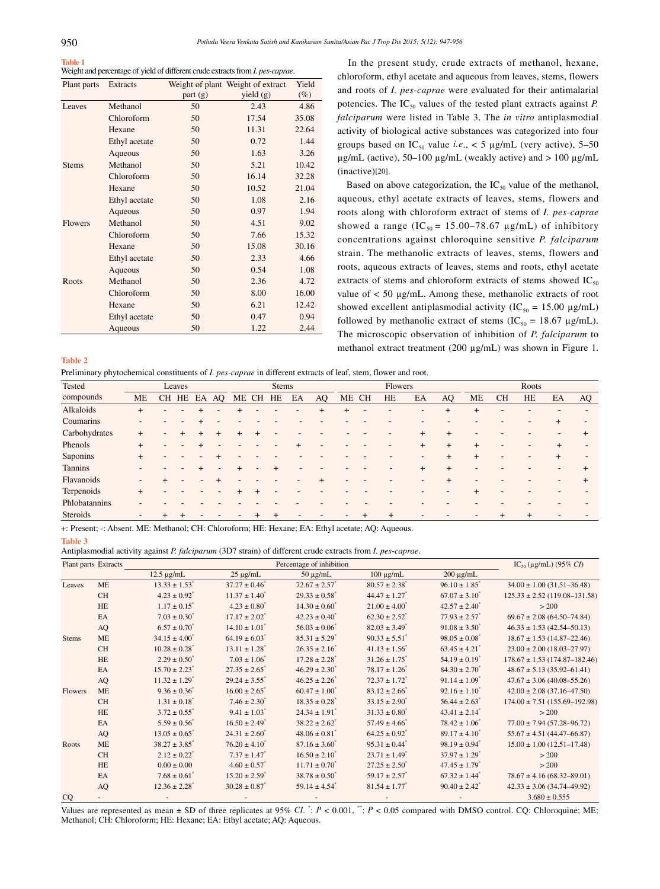**Table 1**

Weight and percentage of yield of different crude extracts from *I. pes-caprae*.

| Plant parts | Extracts | Weight of plant part (g) | Weight of extract yield (g) | Yield (%) |
|---|---|---|---|---|
| Leaves | Methanol | 50 | 2.43 | 4.86 |
| | Chloroform | 50 | 17.54 | 35.08 |
| | Hexane | 50 | 11.31 | 22.64 |
| | Ethyl acetate | 50 | 0.72 | 1.44 |
| | Aqueous | 50 | 1.63 | 3.26 |
| Stems | Methanol | 50 | 5.21 | 10.42 |
| | Chloroform | 50 | 16.14 | 32.28 |
| | Hexane | 50 | 10.52 | 21.04 |
| | Ethyl acetate | 50 | 1.08 | 2.16 |
| | Aqueous | 50 | 0.97 | 1.94 |
| Flowers | Methanol | 50 | 4.51 | 9.02 |
| | Chloroform | 50 | 7.66 | 15.32 |
| | Hexane | 50 | 15.08 | 30.16 |
| | Ethyl acetate | 50 | 2.33 | 4.66 |
| | Aqueous | 50 | 0.54 | 1.08 |
| Roots | Methanol | 50 | 2.36 | 4.72 |
| | Chloroform | 50 | 8.00 | 16.00 |
| | Hexane | 50 | 6.21 | 12.42 |
| | Ethyl acetate | 50 | 0.47 | 0.94 |
| | Aqueous | 50 | 1.22 | 2.44 |

In the present study, crude extracts of methanol, hexane, chloroform, ethyl acetate and aqueous from leaves, stems, flowers and roots of *I. pes-caprae* were evaluated for their antimalarial potencies. The $IC_{50}$ values of the tested plant extracts against *P. falciparum* were listed in Table 3. The *in vitro* antiplasmodial activity of biological active substances was categorized into four groups based on $IC_{50}$ value *i.e.*, < 5 µg/mL (very active), 5–50 µg/mL (active), 50–100 µg/mL (weakly active) and > 100 µg/mL (inactive)[20].

Based on above categorization, the $IC_{50}$ value of the methanol, aqueous, ethyl acetate extracts of leaves, stems, flowers and roots along with chloroform extract of stems of *I. pes-caprae* showed a range ($IC_{50}$ = 15.00–78.67 µg/mL) of inhibitory concentrations against chloroquine sensitive *P. falciparum* strain. The methanolic extracts of leaves, stems, flowers and roots, aqueous extracts of leaves, stems and roots, ethyl acetate extracts of stems and chloroform extracts of stems showed $IC_{50}$ value of < 50 µg/mL. Among these, methanolic extracts of root showed excellent antiplasmodial activity ($IC_{50}$ = 15.00 µg/mL) followed by methanolic extract of stems ($IC_{50}$ = 18.67 µg/mL). The microscopic observation of inhibition of *P. falciparum* to methanol extract treatment (200 µg/mL) was shown in Figure 1.

**Table 2**

Preliminary phytochemical constituents of *I. pes-caprae* in different extracts of leaf, stem, flower and root.

| Tested compounds | Leaves | | | | | Stems | | | | | Flowers | | | | | Roots | | | | |
|---|---|---|---|---|---|---|---|---|---|---|---|---|---|---|---|---|---|---|---|---|
| | ME | CH | HE | EA | AQ | ME | CH | HE | EA | AQ | ME | CH | HE | EA | AQ | ME | CH | HE | EA | AQ |
| Alkaloids | + | - | - | + | - | + | - | - | - | + | + | - | - | - | + | + | - | - | - | - |
| Coumarins | - | - | - | + | - | - | - | - | - | - | - | - | - | - | - | - | - | - | + | - |
| Carbohydrates | + | - | + | + | + | + | + | - | - | - | - | - | - | + | + | - | - | - | - | + |
| Phenols | + | - | - | + | - | - | - | - | + | - | - | - | - | + | + | + | - | - | + | - |
| Saponins | + | - | - | - | + | - | - | - | - | - | - | - | - | - | + | + | - | - | + | - |
| Tannins | - | - | - | + | - | + | - | + | - | - | - | - | - | + | + | - | - | - | - | + |
| Flavanoids | - | + | - | - | + | - | - | - | - | + | - | - | - | - | + | - | - | - | - | + |
| Terpenoids | + | - | - | - | - | + | + | - | - | - | - | - | - | - | - | + | - | - | - | - |
| Phlobatannins | - | - | - | - | - | - | - | - | - | - | - | - | - | - | - | - | - | - | - | - |
| Steroids | - | + | + | - | - | - | + | + | - | - | - | + | + | - | - | - | + | + | - | - |

+: Present; -: Absent. ME: Methanol; CH: Chloroform; HE: Hexane; EA: Ethyl acetate; AQ: Aqueous.

**Table 3**

Antiplasmodial activity against *P. falciparum* (3D7 strain) of different crude extracts from *I. pes-caprae*.

| Plant parts | Extracts | Percentage of inhibition | | | | | $IC_{50}$ (µg/mL) (95% *CI*) |
|---|---|---|---|---|---|---|---|
| | | 12.5 µg/mL | 25 µg/mL | 50 µg/mL | 100 µg/mL | 200 µg/mL | |
| Leaves | ME | 13.33 ± 1.53* | 37.27 ± 0.46* | 72.67 ± 2.57* | 80.57 ± 2.38* | 96.10 ± 1.85* | 34.00 ± 1.00 (31.51–36.48) |
| | CH | 4.23 ± 0.92* | 11.37 ± 1.40* | 29.33 ± 0.58* | 44.47 ± 1.27* | 67.07 ± 3.10* | 125.33 ± 2.52 (119.08–131.58) |
| | HE | 1.17 ± 0.15* | 4.23 ± 0.80* | 14.30 ± 0.60* | 21.00 ± 4.00* | 42.57 ± 2.40* | > 200 |
| | EA | 7.03 ± 0.30* | 17.17 ± 2.02* | 42.23 ± 0.40* | 62.30 ± 2.52* | 77.93 ± 2.57* | 69.67 ± 2.08 (64.50–74.84) |
| | AQ | 6.57 ± 0.70* | 14.10 ± 1.01* | 56.03 ± 0.06* | 82.03 ± 3.49* | 91.08 ± 3.50* | 46.33 ± 1.53 (42.54–50.13) |
| Stems | ME | 34.15 ± 4.00* | 64.19 ± 6.03* | 85.31 ± 5.29* | 90.33 ± 5.51* | 98.05 ± 0.08* | 18.67 ± 1.53 (14.87–22.46) |
| | CH | 10.28 ± 0.28* | 13.11 ± 1.28* | 26.35 ± 2.16* | 41.13 ± 1.56* | 63.45 ± 4.21* | 23.00 ± 2.00 (18.03–27.97) |
| | HE | 2.29 ± 0.50* | 7.03 ± 1.06* | 17.28 ± 2.28* | 31.26 ± 1.75* | 54.19 ± 0.19* | 178.67 ± 1.53 (174.87–182.46) |
| | EA | 15.70 ± 2.23* | 27.35 ± 2.65* | 46.29 ± 2.30* | 78.17 ± 1.26* | 84.30 ± 2.70* | 48.67 ± 5.13 (35.92–61.41) |
| | AQ | 11.32 ± 1.29* | 29.24 ± 3.55* | 46.25 ± 2.26* | 72.37 ± 1.72* | 91.14 ± 1.09* | 47.67 ± 3.06 (40.08–55.26) |
| Flowers | ME | 9.36 ± 0.36* | 16.00 ± 2.65* | 60.47 ± 1.00* | 83.12 ± 2.66* | 92.16 ± 1.10* | 42.00 ± 2.08 (37.16–47.50) |
| | CH | 1.31 ± 0.18* | 7.46 ± 2.30* | 18.35 ± 0.28* | 33.15 ± 2.90* | 56.44 ± 2.63* | 174.00 ± 7.51 (155.69–192.98) |
| | HE | 3.72 ± 0.55* | 9.41 ± 1.03* | 24.34 ± 1.91* | 31.33 ± 0.80* | 43.41 ± 2.14* | > 200 |
| | EA | 5.59 ± 0.56* | 16.50 ± 2.49* | 38.22 ± 2.62* | 57.49 ± 4.66* | 78.42 ± 1.06* | 77.00 ± 7.94 (57.28–96.72) |
| | AQ | 13.05 ± 0.65* | 24.31 ± 2.60* | 48.06 ± 0.81* | 64.25 ± 0.92* | 89.17 ± 4.10* | 55.67 ± 4.51 (44.47–66.87) |
| Roots | ME | 38.27 ± 3.85* | 76.20 ± 4.10* | 87.16 ± 3.60* | 95.31 ± 0.44* | 98.19 ± 0.94* | 15.00 ± 1.00 (12.51–17.48) |
| | CH | 2.12 ± 0.22* | 7.37 ± 1.47* | 16.50 ± 2.10* | 23.71 ± 1.49* | 37.97 ± 1.29* | > 200 |
| | HE | 0.00 ± 0.00 | 4.60 ± 0.57* | 11.71 ± 0.70* | 27.25 ± 2.50* | 47.45 ± 1.79* | > 200 |
| | EA | 7.68 ± 0.61* | 15.20 ± 2.59* | 38.78 ± 0.50* | 59.17 ± 2.57* | 67.32 ± 1.44* | 78.67 ± 4.16 (68.32–89.01) |
| | AQ | 12.36 ± 2.28* | 30.28 ± 0.87* | 59.14 ± 4.54* | 81.54 ± 1.77* | 90.40 ± 2.42* | 42.33 ± 3.06 (34.74–49.92) |
| CQ | - | - | - | - | - | - | 3.680 ± 0.555 |

Values are represented as mean ± SD of three replicates at 95% *CI*. *: $P < 0.001$, **: $P < 0.05$ compared with DMSO control. CQ: Chloroquine; ME: Methanol; CH: Chloroform; HE: Hexane; EA: Ethyl acetate; AQ: Aqueous.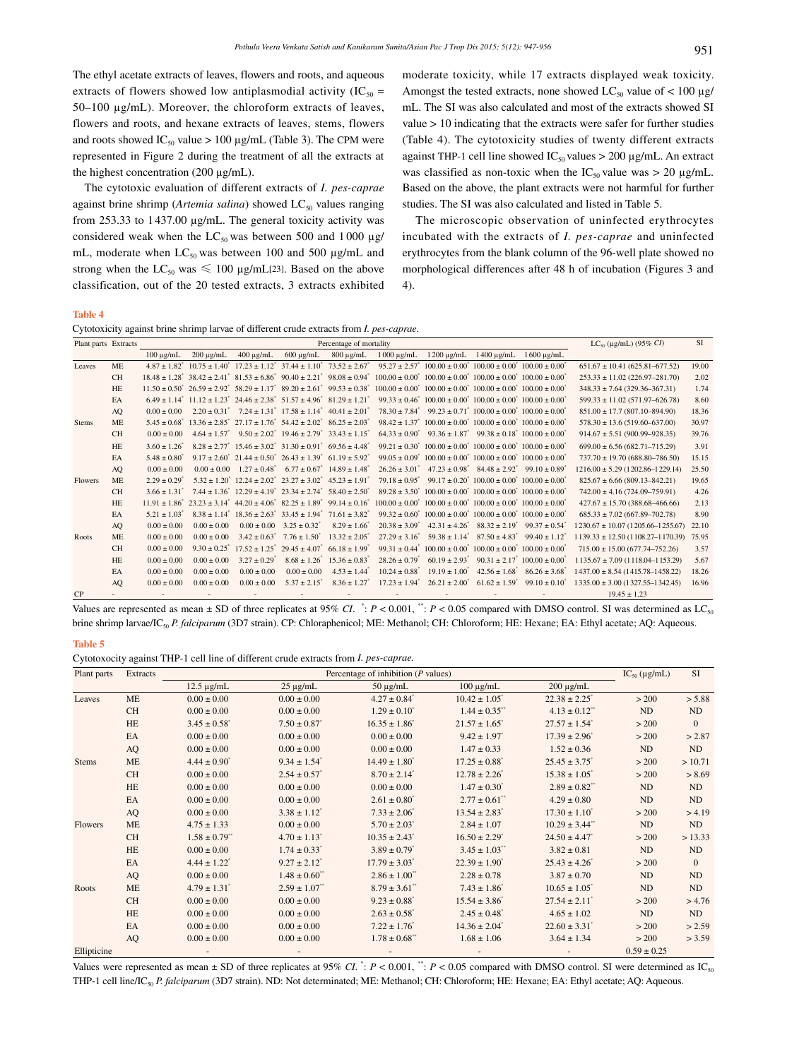The ethyl acetate extracts of leaves, flowers and roots, and aqueous extracts of flowers showed low antiplasmodial activity ($IC_{50}$ = 50–100 μg/mL). Moreover, the chloroform extracts of leaves, flowers and roots, and hexane extracts of leaves, stems, flowers and roots showed $IC_{50}$ value > 100 μg/mL (Table 3). The CPM were represented in Figure 2 during the treatment of all the extracts at the highest concentration (200 μg/mL).

The cytotoxic evaluation of different extracts of *I. pes-caprae* against brine shrimp (*Artemia salina*) showed $LC_{50}$ values ranging from 253.33 to 1437.00 μg/mL. The general toxicity activity was considered weak when the $LC_{50}$ was between 500 and 1000 μg/mL, moderate when $LC_{50}$ was between 100 and 500 μg/mL and strong when the $LC_{50}$ was ≤ 100 μg/mL[23]. Based on the above classification, out of the 20 tested extracts, 3 extracts exhibited moderate toxicity, while 17 extracts displayed weak toxicity. Amongst the tested extracts, none showed $LC_{50}$ value of < 100 μg/mL. The SI was also calculated and most of the extracts showed SI value > 10 indicating that the extracts were safer for further studies (Table 4). The cytotoxicity studies of twenty different extracts against THP-1 cell line showed $IC_{50}$ values > 200 μg/mL. An extract was classified as non-toxic when the $IC_{50}$ value was > 20 μg/mL. Based on the above, the plant extracts were not harmful for further studies. The SI was also calculated and listed in Table 5.

The microscopic observation of uninfected erythrocytes incubated with the extracts of *I. pes-caprae* and uninfected erythrocytes from the blank column of the 96-well plate showed no morphological differences after 48 h of incubation (Figures 3 and 4).

**Table 4**

Cytotoxicity against brine shrimp larvae of different crude extracts from *I. pes-caprae*.

| Plant parts | Extracts | Percentage of mortality | | | | | | | | | $LC_{50}$ (μg/mL) (95% *CI*) | SI |
|---|---|---|---|---|---|---|---|---|---|---|---|---|
| | | 100 μg/mL | 200 μg/mL | 400 μg/mL | 600 μg/mL | 800 μg/mL | 1000 μg/mL | 1200 μg/mL | 1400 μg/mL | 1600 μg/mL | | |
| Leaves | ME | 4.87 ± 1.82* | 10.75 ± 1.40* | 17.23 ± 1.12* | 37.44 ± 1.10* | 73.52 ± 2.67* | 95.27 ± 2.57* | 100.00 ± 0.00* | 100.00 ± 0.00* | 100.00 ± 0.00* | 651.67 ± 10.41 (625.81–677.52) | 19.00 |
| | CH | 18.48 ± 1.28* | 38.42 ± 2.41* | 81.53 ± 6.86* | 90.40 ± 2.21* | 98.08 ± 0.94* | 100.00 ± 0.00* | 100.00 ± 0.00* | 100.00 ± 0.00* | 100.00 ± 0.00* | 253.33 ± 11.02 (226.97–281.70) | 2.02 |
| | HE | 11.50 ± 0.50* | 26.59 ± 2.92* | 58.29 ± 1.17* | 89.20 ± 2.61* | 99.53 ± 0.38* | 100.00 ± 0.00* | 100.00 ± 0.00* | 100.00 ± 0.00* | 100.00 ± 0.00* | 348.33 ± 7.64 (329.36–367.31) | 1.74 |
| | EA | 6.49 ± 1.14* | 11.12 ± 1.23* | 24.46 ± 2.38* | 51.57 ± 4.96* | 81.29 ± 1.21* | 99.33 ± 0.46* | 100.00 ± 0.00* | 100.00 ± 0.00* | 100.00 ± 0.00* | 599.33 ± 11.02 (571.97–626.78) | 8.60 |
| | AQ | 0.00 ± 0.00 | 2.20 ± 0.31* | 7.24 ± 1.31* | 17.58 ± 1.14* | 40.41 ± 2.01* | 78.30 ± 7.84* | 99.23 ± 0.71* | 100.00 ± 0.00* | 100.00 ± 0.00* | 851.00 ± 17.7 (807.10–894.90) | 18.36 |
| Stems | ME | 5.45 ± 0.68* | 13.36 ± 2.85* | 27.17 ± 1.76* | 54.42 ± 2.02* | 86.25 ± 2.03* | 98.42 ± 1.37* | 100.00 ± 0.00* | 100.00 ± 0.00* | 100.00 ± 0.00* | 578.30 ± 13.6 (519.60–637.00) | 30.97 |
| | CH | 0.00 ± 0.00 | 4.64 ± 1.57* | 9.50 ± 2.02* | 19.46 ± 2.79* | 33.43 ± 1.15* | 64.33 ± 0.90* | 93.36 ± 1.87* | 99.38 ± 0.18* | 100.00 ± 0.00* | 914.67 ± 5.51 (900.99–928.35) | 39.76 |
| | HE | 3.60 ± 1.26* | 8.28 ± 2.77* | 15.46 ± 3.02* | 31.30 ± 0.91* | 69.56 ± 4.48* | 99.21 ± 0.30* | 100.00 ± 0.00* | 100.00 ± 0.00* | 100.00 ± 0.00* | 699.00 ± 6.56 (682.71–715.29) | 3.91 |
| | EA | 5.48 ± 0.80* | 9.17 ± 2.60* | 21.44 ± 0.50* | 26.43 ± 1.39* | 61.19 ± 5.92* | 99.05 ± 0.09* | 100.00 ± 0.00* | 100.00 ± 0.00* | 100.00 ± 0.00* | 737.70 ± 19.70 (688.80–786.50) | 15.15 |
| | AQ | 0.00 ± 0.00 | 0.00 ± 0.00 | 1.27 ± 0.48* | 6.77 ± 0.67* | 14.89 ± 1.48* | 26.26 ± 3.01* | 47.23 ± 0.98* | 84.48 ± 2.92* | 99.10 ± 0.89* | 1216.00 ± 5.29 (1202.86–1229.14) | 25.50 |
| Flowers | ME | 2.29 ± 0.29* | 5.32 ± 1.20* | 12.24 ± 2.02* | 23.27 ± 3.02* | 45.23 ± 1.91* | 79.18 ± 0.95* | 99.17 ± 0.20* | 100.00 ± 0.00* | 100.00 ± 0.00* | 825.67 ± 6.66 (809.13–842.21) | 19.65 |
| | CH | 3.66 ± 1.31* | 7.44 ± 1.36* | 12.29 ± 4.19* | 23.34 ± 2.74* | 58.40 ± 2.50* | 89.28 ± 3.50* | 100.00 ± 0.00* | 100.00 ± 0.00* | 100.00 ± 0.00* | 742.00 ± 4.16 (724.09–759.91) | 4.26 |
| | HE | 11.91 ± 1.86* | 23.23 ± 3.14* | 44.20 ± 4.06* | 82.25 ± 1.89* | 99.14 ± 0.16* | 100.00 ± 0.00* | 100.00 ± 0.00* | 100.00 ± 0.00* | 100.00 ± 0.00* | 427.67 ± 15.70 (388.68–466.66) | 2.13 |
| | EA | 5.21 ± 1.03* | 8.38 ± 1.14* | 18.36 ± 2.63* | 33.45 ± 1.94* | 71.61 ± 3.82* | 99.32 ± 0.60* | 100.00 ± 0.00* | 100.00 ± 0.00* | 100.00 ± 0.00* | 685.33 ± 7.02 (667.89–702.78) | 8.90 |
| | AQ | 0.00 ± 0.00 | 0.00 ± 0.00 | 0.00 ± 0.00 | 3.25 ± 0.32* | 8.29 ± 1.66* | 20.38 ± 3.09* | 42.31 ± 4.26* | 88.32 ± 2.19* | 99.37 ± 0.54* | 1230.67 ± 10.07 (1205.66–1255.67) | 22.10 |
| Roots | ME | 0.00 ± 0.00 | 0.00 ± 0.00 | 3.42 ± 0.63* | 7.76 ± 1.50* | 13.32 ± 2.05* | 27.29 ± 3.16* | 59.38 ± 1.14* | 87.50 ± 4.83* | 99.40 ± 1.12* | 1139.33 ± 12.50 (1108.27–1170.39) | 75.95 |
| | CH | 0.00 ± 0.00 | 9.30 ± 0.25* | 17.52 ± 1.25* | 29.45 ± 4.07* | 66.18 ± 1.99* | 99.31 ± 0.44* | 100.00 ± 0.00* | 100.00 ± 0.00* | 100.00 ± 0.00* | 715.00 ± 15.00 (677.74–752.26) | 3.57 |
| | HE | 0.00 ± 0.00 | 0.00 ± 0.00 | 3.27 ± 0.29* | 8.68 ± 1.26* | 15.36 ± 0.83* | 28.26 ± 0.79* | 60.19 ± 2.93* | 90.31 ± 2.17* | 100.00 ± 0.00* | 1135.67 ± 7.09 (1118.04–1153.29) | 5.67 |
| | EA | 0.00 ± 0.00 | 0.00 ± 0.00 | 0.00 ± 0.00 | 0.00 ± 0.00 | 4.53 ± 1.44* | 10.24 ± 0.88* | 19.19 ± 1.00* | 42.56 ± 1.68* | 86.26 ± 3.68* | 1437.00 ± 8.54 (1415.78–1458.22) | 18.26 |
| | AQ | 0.00 ± 0.00 | 0.00 ± 0.00 | 0.00 ± 0.00 | 5.37 ± 2.15* | 8.36 ± 1.27* | 17.23 ± 1.94* | 26.21 ± 2.00* | 61.62 ± 1.59* | 99.10 ± 0.10* | 1335.00 ± 3.00 (1327.55–1342.45) | 16.96 |
| CP | - | - | - | - | - | - | - | - | - | - | 19.45 ± 1.23 | |

Values are represented as mean ± SD of three replicates at 95% *CI*. *: $P$ < 0.001, **: $P$ < 0.05 compared with DMSO control. SI was determined as $LC_{50}$ brine shrimp larvae/$IC_{50}$ *P. falciparum* (3D7 strain). CP: Chloraphenicol; ME: Methanol; CH: Chloroform; HE: Hexane; EA: Ethyl acetate; AQ: Aqueous.

**Table 5**

Cytotoxocity against THP-1 cell line of different crude extracts from *I. pes-caprae.*

| Plant parts | Extracts | Percentage of inhibition (*P* values) | | | | | $IC_{50}$ (μg/mL) | SI |
|---|---|---|---|---|---|---|---|---|
| | | 12.5 μg/mL | 25 μg/mL | 50 μg/mL | 100 μg/mL | 200 μg/mL | | |
| Leaves | ME | 0.00 ± 0.00 | 0.00 ± 0.00 | 4.27 ± 0.84* | 10.42 ± 1.05* | 22.38 ± 2.25* | > 200 | > 5.88 |
| | CH | 0.00 ± 0.00 | 0.00 ± 0.00 | 1.29 ± 0.10* | 1.44 ± 0.35** | 4.13 ± 0.12** | ND | ND |
| | HE | 3.45 ± 0.58* | 7.50 ± 0.87* | 16.35 ± 1.86* | 21.57 ± 1.65* | 27.57 ± 1.54* | > 200 | 0 |
| | EA | 0.00 ± 0.00 | 0.00 ± 0.00 | 0.00 ± 0.00 | 9.42 ± 1.97* | 17.39 ± 2.96* | > 200 | > 2.87 |
| | AQ | 0.00 ± 0.00 | 0.00 ± 0.00 | 0.00 ± 0.00 | 1.47 ± 0.33 | 1.52 ± 0.36 | ND | ND |
| Stems | ME | 4.44 ± 0.90* | 9.34 ± 1.54* | 14.49 ± 1.80* | 17.25 ± 0.88* | 25.45 ± 3.75* | > 200 | > 10.71 |
| | CH | 0.00 ± 0.00 | 2.54 ± 0.57* | 8.70 ± 2.14* | 12.78 ± 2.26* | 15.38 ± 1.05* | > 200 | > 8.69 |
| | HE | 0.00 ± 0.00 | 0.00 ± 0.00 | 0.00 ± 0.00 | 1.47 ± 0.30* | 2.89 ± 0.82** | ND | ND |
| | EA | 0.00 ± 0.00 | 0.00 ± 0.00 | 2.61 ± 0.80* | 2.77 ± 0.61** | 4.29 ± 0.80 | ND | ND |
| | AQ | 0.00 ± 0.00 | 3.38 ± 1.12* | 7.33 ± 2.06* | 13.54 ± 2.83* | 17.30 ± 1.10* | > 200 | > 4.19 |
| Flowers | ME | 4.75 ± 1.33 | 0.00 ± 0.00 | 5.70 ± 2.03* | 2.84 ± 1.07 | 10.29 ± 3.44** | ND | ND |
| | CH | 1.58 ± 0.79** | 4.70 ± 1.13* | 10.35 ± 2.43* | 16.50 ± 2.29* | 24.50 ± 4.47* | > 200 | > 13.33 |
| | HE | 0.00 ± 0.00 | 1.74 ± 0.33* | 3.89 ± 0.79* | 3.45 ± 1.03** | 3.82 ± 0.81 | ND | ND |
| | EA | 4.44 ± 1.22* | 9.27 ± 2.12* | 17.79 ± 3.03* | 22.39 ± 1.90* | 25.43 ± 4.26* | > 200 | 0 |
| | AQ | 0.00 ± 0.00 | 1.48 ± 0.60** | 2.86 ± 1.00** | 2.28 ± 0.78 | 3.87 ± 0.70 | ND | ND |
| Roots | ME | 4.79 ± 1.31* | 2.59 ± 1.07** | 8.79 ± 3.61** | 7.43 ± 1.86* | 10.65 ± 1.05* | ND | ND |
| | CH | 0.00 ± 0.00 | 0.00 ± 0.00 | 9.23 ± 0.88* | 15.54 ± 3.86* | 27.54 ± 2.11* | > 200 | > 4.76 |
| | HE | 0.00 ± 0.00 | 0.00 ± 0.00 | 2.63 ± 0.58* | 2.45 ± 0.48* | 4.65 ± 1.02 | ND | ND |
| | EA | 0.00 ± 0.00 | 0.00 ± 0.00 | 7.22 ± 1.76* | 14.36 ± 2.04* | 22.60 ± 3.31* | > 200 | > 2.59 |
| | AQ | 0.00 ± 0.00 | 0.00 ± 0.00 | 1.78 ± 0.68** | 1.68 ± 1.06 | 3.64 ± 1.34 | > 200 | > 3.59 |
| Ellipticine | | - | - | - | - | - | 0.59 ± 0.25 | |

Values were represented as mean ± SD of three replicates at 95% *CI*. *: $P$ < 0.001, **: $P$ < 0.05 compared with DMSO control. SI were determined as $IC_{50}$ THP-1 cell line/$IC_{50}$ *P. falciparum* (3D7 strain). ND: Not determinated; ME: Methanol; CH: Chloroform; HE: Hexane; EA: Ethyl acetate; AQ: Aqueous.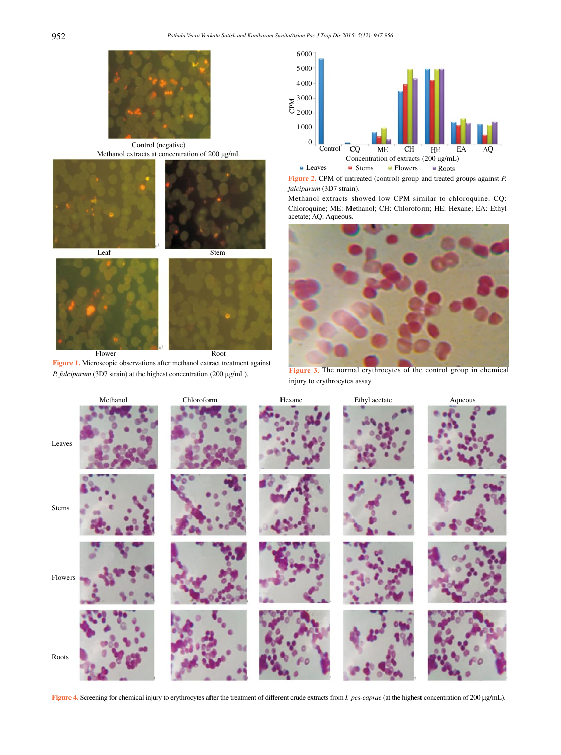Control (negative)

Methanol extracts at concentration of 200 µg/mL

Leaf Stem

Flower Root

Figure 1. Microscopic observations after methanol extract treatment against *P. falciparum* (3D7 strain) at the highest concentration (200 µg/mL).

Figure 2. CPM of untreated (control) group and treated groups against *P. falciparum* (3D7 strain).

Methanol extracts showed low CPM similar to chloroquine. CQ: Chloroquine; ME: Methanol; CH: Chloroform; HE: Hexane; EA: Ethyl acetate; AQ: Aqueous.

Figure 3. The normal erythrocytes of the control group in chemical injury to erythrocytes assay.

Figure 4. Screening for chemical injury to erythrocytes after the treatment of different crude extracts from *I. pes-caprae* (at the highest concentration of 200 µg/mL).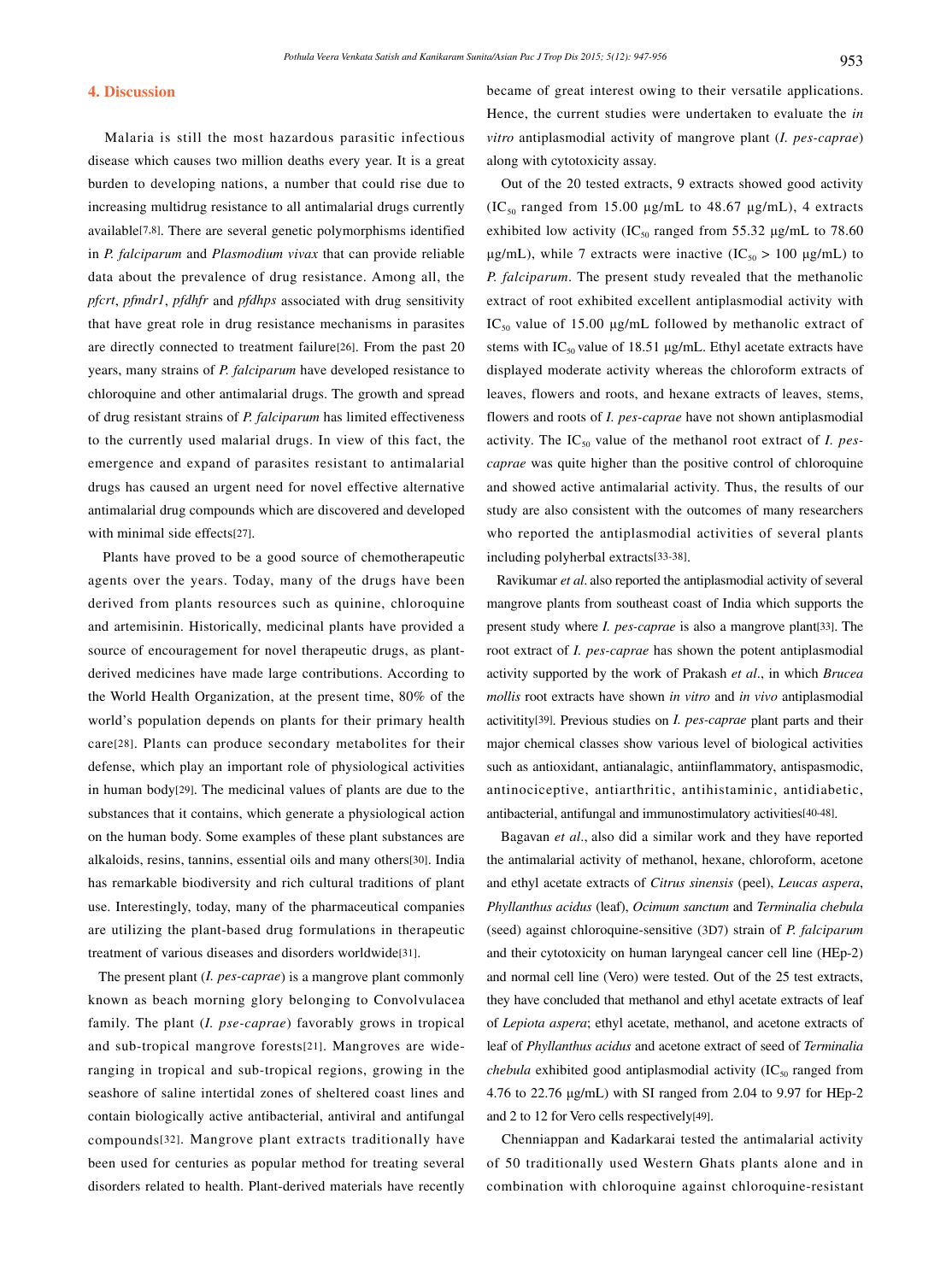## 4. Discussion

Malaria is still the most hazardous parasitic infectious disease which causes two million deaths every year. It is a great burden to developing nations, a number that could rise due to increasing multidrug resistance to all antimalarial drugs currently available[7,8]. There are several genetic polymorphisms identified in *P. falciparum* and *Plasmodium vivax* that can provide reliable data about the prevalence of drug resistance. Among all, the *pfcrt*, *pfmdr1*, *pfdhfr* and *pfdhps* associated with drug sensitivity that have great role in drug resistance mechanisms in parasites are directly connected to treatment failure[26]. From the past 20 years, many strains of *P. falciparum* have developed resistance to chloroquine and other antimalarial drugs. The growth and spread of drug resistant strains of *P. falciparum* has limited effectiveness to the currently used malarial drugs. In view of this fact, the emergence and expand of parasites resistant to antimalarial drugs has caused an urgent need for novel effective alternative antimalarial drug compounds which are discovered and developed with minimal side effects[27].

Plants have proved to be a good source of chemotherapeutic agents over the years. Today, many of the drugs have been derived from plants resources such as quinine, chloroquine and artemisinin. Historically, medicinal plants have provided a source of encouragement for novel therapeutic drugs, as plant-derived medicines have made large contributions. According to the World Health Organization, at the present time, 80% of the world's population depends on plants for their primary health care[28]. Plants can produce secondary metabolites for their defense, which play an important role of physiological activities in human body[29]. The medicinal values of plants are due to the substances that it contains, which generate a physiological action on the human body. Some examples of these plant substances are alkaloids, resins, tannins, essential oils and many others[30]. India has remarkable biodiversity and rich cultural traditions of plant use. Interestingly, today, many of the pharmaceutical companies are utilizing the plant-based drug formulations in therapeutic treatment of various diseases and disorders worldwide[31].

The present plant (*I. pes-caprae*) is a mangrove plant commonly known as beach morning glory belonging to Convolvulacea family. The plant (*I. pse-caprae*) favorably grows in tropical and sub-tropical mangrove forests[21]. Mangroves are wide-ranging in tropical and sub-tropical regions, growing in the seashore of saline intertidal zones of sheltered coast lines and contain biologically active antibacterial, antiviral and antifungal compounds[32]. Mangrove plant extracts traditionally have been used for centuries as popular method for treating several disorders related to health. Plant-derived materials have recently became of great interest owing to their versatile applications. Hence, the current studies were undertaken to evaluate the *in vitro* antiplasmodial activity of mangrove plant (*I. pes-caprae*) along with cytotoxicity assay.

Out of the 20 tested extracts, 9 extracts showed good activity ($IC_{50}$ ranged from 15.00 μg/mL to 48.67 μg/mL), 4 extracts exhibited low activity ($IC_{50}$ ranged from 55.32 μg/mL to 78.60 μg/mL), while 7 extracts were inactive ($IC_{50}$ > 100 μg/mL) to *P. falciparum*. The present study revealed that the methanolic extract of root exhibited excellent antiplasmodial activity with $IC_{50}$ value of 15.00 μg/mL followed by methanolic extract of stems with $IC_{50}$ value of 18.51 μg/mL. Ethyl acetate extracts have displayed moderate activity whereas the chloroform extracts of leaves, flowers and roots, and hexane extracts of leaves, stems, flowers and roots of *I. pes-caprae* have not shown antiplasmodial activity. The $IC_{50}$ value of the methanol root extract of *I. pes-caprae* was quite higher than the positive control of chloroquine and showed active antimalarial activity. Thus, the results of our study are also consistent with the outcomes of many researchers who reported the antiplasmodial activities of several plants including polyherbal extracts[33-38].

Ravikumar *et al.* also reported the antiplasmodial activity of several mangrove plants from southeast coast of India which supports the present study where *I. pes-caprae* is also a mangrove plant[33]. The root extract of *I. pes-caprae* has shown the potent antiplasmodial activity supported by the work of Prakash *et al*., in which *Brucea mollis* root extracts have shown *in vitro* and *in vivo* antiplasmodial activitity[39]. Previous studies on *I. pes-caprae* plant parts and their major chemical classes show various level of biological activities such as antioxidant, antianalagic, antiinflammatory, antispasmodic, antinociceptive, antiarthritic, antihistaminic, antidiabetic, antibacterial, antifungal and immunostimulatory activities[40-48].

Bagavan *et al*., also did a similar work and they have reported the antimalarial activity of methanol, hexane, chloroform, acetone and ethyl acetate extracts of *Citrus sinensis* (peel), *Leucas aspera*, *Phyllanthus acidus* (leaf), *Ocimum sanctum* and *Terminalia chebula* (seed) against chloroquine-sensitive (3D7) strain of *P. falciparum* and their cytotoxicity on human laryngeal cancer cell line (HEp-2) and normal cell line (Vero) were tested. Out of the 25 test extracts, they have concluded that methanol and ethyl acetate extracts of leaf of *Lepiota aspera*; ethyl acetate, methanol, and acetone extracts of leaf of *Phyllanthus acidus* and acetone extract of seed of *Terminalia chebula* exhibited good antiplasmodial activity ($IC_{50}$ ranged from 4.76 to 22.76 μg/mL) with SI ranged from 2.04 to 9.97 for HEp-2 and 2 to 12 for Vero cells respectively[49].

Chenniappan and Kadarkarai tested the antimalarial activity of 50 traditionally used Western Ghats plants alone and in combination with chloroquine against chloroquine-resistant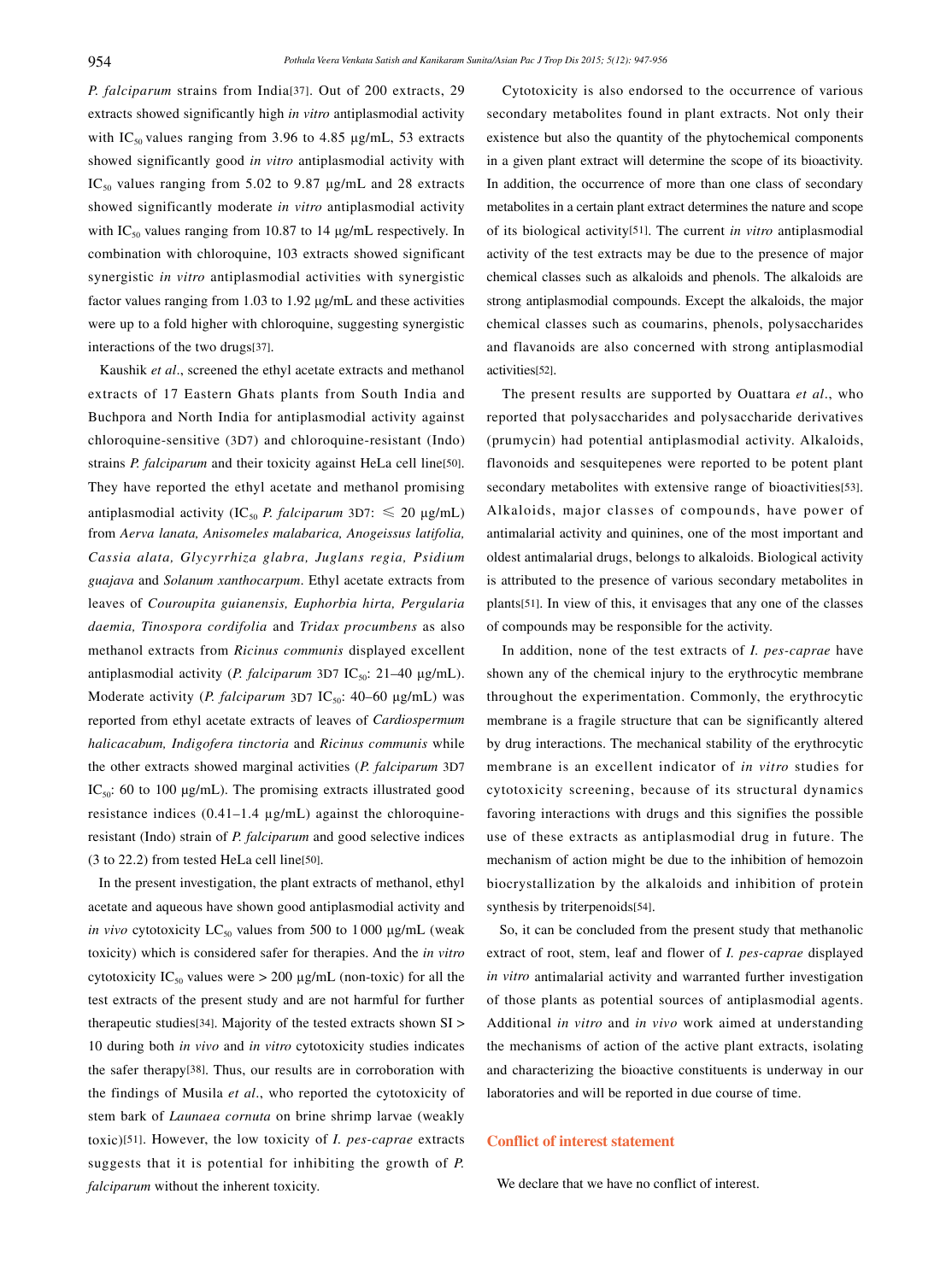*P. falciparum* strains from India[37]. Out of 200 extracts, 29 extracts showed significantly high *in vitro* antiplasmodial activity with $IC_{50}$ values ranging from 3.96 to 4.85 µg/mL, 53 extracts showed significantly good *in vitro* antiplasmodial activity with $IC_{50}$ values ranging from 5.02 to 9.87 µg/mL and 28 extracts showed significantly moderate *in vitro* antiplasmodial activity with $IC_{50}$ values ranging from 10.87 to 14 µg/mL respectively. In combination with chloroquine, 103 extracts showed significant synergistic *in vitro* antiplasmodial activities with synergistic factor values ranging from 1.03 to 1.92 µg/mL and these activities were up to a fold higher with chloroquine, suggesting synergistic interactions of the two drugs[37].

Kaushik *et al*., screened the ethyl acetate extracts and methanol extracts of 17 Eastern Ghats plants from South India and Buchpora and North India for antiplasmodial activity against chloroquine-sensitive (3D7) and chloroquine-resistant (Indo) strains *P. falciparum* and their toxicity against HeLa cell line[50]. They have reported the ethyl acetate and methanol promising antiplasmodial activity ($IC_{50}$ *P. falciparum* 3D7: $\leqslant$ 20 µg/mL) from *Aerva lanata, Anisomeles malabarica, Anogeissus latifolia, Cassia alata, Glycyrrhiza glabra, Juglans regia, Psidium guajava* and *Solanum xanthocarpum*. Ethyl acetate extracts from leaves of *Couroupita guianensis, Euphorbia hirta, Pergularia daemia, Tinospora cordifolia* and *Tridax procumbens* as also methanol extracts from *Ricinus communis* displayed excellent antiplasmodial activity (*P. falciparum* 3D7 $IC_{50}$: 21–40 µg/mL). Moderate activity (*P. falciparum* 3D7 $IC_{50}$: 40–60 µg/mL) was reported from ethyl acetate extracts of leaves of *Cardiospermum halicacabum, Indigofera tinctoria* and *Ricinus communis* while the other extracts showed marginal activities (*P. falciparum* 3D7 $IC_{50}$: 60 to 100 µg/mL). The promising extracts illustrated good resistance indices (0.41–1.4 µg/mL) against the chloroquine-resistant (Indo) strain of *P. falciparum* and good selective indices (3 to 22.2) from tested HeLa cell line[50].

In the present investigation, the plant extracts of methanol, ethyl acetate and aqueous have shown good antiplasmodial activity and *in vivo* cytotoxicity $LC_{50}$ values from 500 to 1000 µg/mL (weak toxicity) which is considered safer for therapies. And the *in vitro* cytotoxicity $IC_{50}$ values were > 200 µg/mL (non-toxic) for all the test extracts of the present study and are not harmful for further therapeutic studies[34]. Majority of the tested extracts shown SI > 10 during both *in vivo* and *in vitro* cytotoxicity studies indicates the safer therapy[38]. Thus, our results are in corroboration with the findings of Musila *et al*., who reported the cytotoxicity of stem bark of *Launaea cornuta* on brine shrimp larvae (weakly toxic)[51]. However, the low toxicity of *I. pes-caprae* extracts suggests that it is potential for inhibiting the growth of *P. falciparum* without the inherent toxicity.

Cytotoxicity is also endorsed to the occurrence of various secondary metabolites found in plant extracts. Not only their existence but also the quantity of the phytochemical components in a given plant extract will determine the scope of its bioactivity. In addition, the occurrence of more than one class of secondary metabolites in a certain plant extract determines the nature and scope of its biological activity[51]. The current *in vitro* antiplasmodial activity of the test extracts may be due to the presence of major chemical classes such as alkaloids and phenols. The alkaloids are strong antiplasmodial compounds. Except the alkaloids, the major chemical classes such as coumarins, phenols, polysaccharides and flavanoids are also concerned with strong antiplasmodial activities[52].

The present results are supported by Ouattara *et al*., who reported that polysaccharides and polysaccharide derivatives (prumycin) had potential antiplasmodial activity. Alkaloids, flavonoids and sesquitepenes were reported to be potent plant secondary metabolites with extensive range of bioactivities[53]. Alkaloids, major classes of compounds, have power of antimalarial activity and quinines, one of the most important and oldest antimalarial drugs, belongs to alkaloids. Biological activity is attributed to the presence of various secondary metabolites in plants[51]. In view of this, it envisages that any one of the classes of compounds may be responsible for the activity.

In addition, none of the test extracts of *I. pes-caprae* have shown any of the chemical injury to the erythrocytic membrane throughout the experimentation. Commonly, the erythrocytic membrane is a fragile structure that can be significantly altered by drug interactions. The mechanical stability of the erythrocytic membrane is an excellent indicator of *in vitro* studies for cytotoxicity screening, because of its structural dynamics favoring interactions with drugs and this signifies the possible use of these extracts as antiplasmodial drug in future. The mechanism of action might be due to the inhibition of hemozoin biocrystallization by the alkaloids and inhibition of protein synthesis by triterpenoids[54].

So, it can be concluded from the present study that methanolic extract of root, stem, leaf and flower of *I. pes-caprae* displayed *in vitro* antimalarial activity and warranted further investigation of those plants as potential sources of antiplasmodial agents. Additional *in vitro* and *in vivo* work aimed at understanding the mechanisms of action of the active plant extracts, isolating and characterizing the bioactive constituents is underway in our laboratories and will be reported in due course of time.

## Conflict of interest statement

We declare that we have no conflict of interest.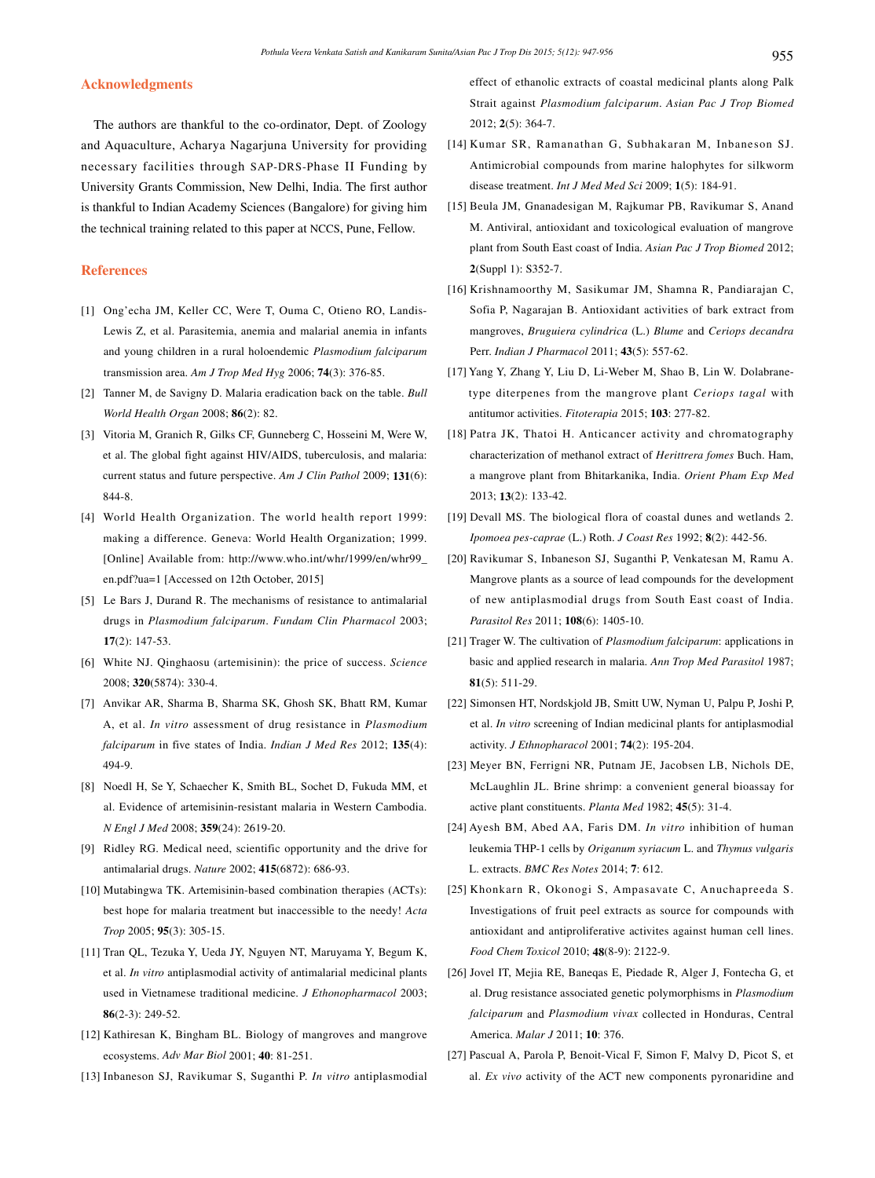## Acknowledgments

The authors are thankful to the co-ordinator, Dept. of Zoology and Aquaculture, Acharya Nagarjuna University for providing necessary facilities through SAP-DRS-Phase II Funding by University Grants Commission, New Delhi, India. The first author is thankful to Indian Academy Sciences (Bangalore) for giving him the technical training related to this paper at NCCS, Pune, Fellow.

## References

[1] Ong'echa JM, Keller CC, Were T, Ouma C, Otieno RO, Landis-Lewis Z, et al. Parasitemia, anemia and malarial anemia in infants and young children in a rural holoendemic *Plasmodium falciparum* transmission area. *Am J Trop Med Hyg* 2006; **74**(3): 376-85.

[2] Tanner M, de Savigny D. Malaria eradication back on the table. *Bull World Health Organ* 2008; **86**(2): 82.

[3] Vitoria M, Granich R, Gilks CF, Gunneberg C, Hosseini M, Were W, et al. The global fight against HIV/AIDS, tuberculosis, and malaria: current status and future perspective. *Am J Clin Pathol* 2009; **131**(6): 844-8.

[4] World Health Organization. The world health report 1999: making a difference. Geneva: World Health Organization; 1999. [Online] Available from: http://www.who.int/whr/1999/en/whr99_en.pdf?ua=1 [Accessed on 12th October, 2015]

[5] Le Bars J, Durand R. The mechanisms of resistance to antimalarial drugs in *Plasmodium falciparum*. *Fundam Clin Pharmacol* 2003; **17**(2): 147-53.

[6] White NJ. Qinghaosu (artemisinin): the price of success. *Science* 2008; **320**(5874): 330-4.

[7] Anvikar AR, Sharma B, Sharma SK, Ghosh SK, Bhatt RM, Kumar A, et al. *In vitro* assessment of drug resistance in *Plasmodium falciparum* in five states of India. *Indian J Med Res* 2012; **135**(4): 494-9.

[8] Noedl H, Se Y, Schaecher K, Smith BL, Sochet D, Fukuda MM, et al. Evidence of artemisinin-resistant malaria in Western Cambodia. *N Engl J Med* 2008; **359**(24): 2619-20.

[9] Ridley RG. Medical need, scientific opportunity and the drive for antimalarial drugs. *Nature* 2002; **415**(6872): 686-93.

[10] Mutabingwa TK. Artemisinin-based combination therapies (ACTs): best hope for malaria treatment but inaccessible to the needy! *Acta Trop* 2005; **95**(3): 305-15.

[11] Tran QL, Tezuka Y, Ueda JY, Nguyen NT, Maruyama Y, Begum K, et al. *In vitro* antiplasmodial activity of antimalarial medicinal plants used in Vietnamese traditional medicine. *J Ethonopharmacol* 2003; **86**(2-3): 249-52.

[12] Kathiresan K, Bingham BL. Biology of mangroves and mangrove ecosystems. *Adv Mar Biol* 2001; **40**: 81-251.

[13] Inbaneson SJ, Ravikumar S, Suganthi P. *In vitro* antiplasmodial effect of ethanolic extracts of coastal medicinal plants along Palk Strait against *Plasmodium falciparum*. *Asian Pac J Trop Biomed* 2012; **2**(5): 364-7.

[14] Kumar SR, Ramanathan G, Subhakaran M, Inbaneson SJ. Antimicrobial compounds from marine halophytes for silkworm disease treatment. *Int J Med Med Sci* 2009; **1**(5): 184-91.

[15] Beula JM, Gnanadesigan M, Rajkumar PB, Ravikumar S, Anand M. Antiviral, antioxidant and toxicological evaluation of mangrove plant from South East coast of India. *Asian Pac J Trop Biomed* 2012; **2**(Suppl 1): S352-7.

[16] Krishnamoorthy M, Sasikumar JM, Shamna R, Pandiarajan C, Sofia P, Nagarajan B. Antioxidant activities of bark extract from mangroves, *Bruguiera cylindrica* (L.) *Blume* and *Ceriops decandra* Perr. *Indian J Pharmacol* 2011; **43**(5): 557-62.

[17] Yang Y, Zhang Y, Liu D, Li-Weber M, Shao B, Lin W. Dolabrane-type diterpenes from the mangrove plant *Ceriops tagal* with antitumor activities. *Fitoterapia* 2015; **103**: 277-82.

[18] Patra JK, Thatoi H. Anticancer activity and chromatography characterization of methanol extract of *Herittrera fomes* Buch. Ham, a mangrove plant from Bhitarkanika, India. *Orient Pham Exp Med* 2013; **13**(2): 133-42.

[19] Devall MS. The biological flora of coastal dunes and wetlands 2. *Ipomoea pes-caprae* (L.) Roth. *J Coast Res* 1992; **8**(2): 442-56.

[20] Ravikumar S, Inbaneson SJ, Suganthi P, Venkatesan M, Ramu A. Mangrove plants as a source of lead compounds for the development of new antiplasmodial drugs from South East coast of India. *Parasitol Res* 2011; **108**(6): 1405-10.

[21] Trager W. The cultivation of *Plasmodium falciparum*: applications in basic and applied research in malaria. *Ann Trop Med Parasitol* 1987; **81**(5): 511-29.

[22] Simonsen HT, Nordskjold JB, Smitt UW, Nyman U, Palpu P, Joshi P, et al. *In vitro* screening of Indian medicinal plants for antiplasmodial activity. *J Ethnopharmacol* 2001; **74**(2): 195-204.

[23] Meyer BN, Ferrigni NR, Putnam JE, Jacobsen LB, Nichols DE, McLaughlin JL. Brine shrimp: a convenient general bioassay for active plant constituents. *Planta Med* 1982; **45**(5): 31-4.

[24] Ayesh BM, Abed AA, Faris DM. *In vitro* inhibition of human leukemia THP-1 cells by *Origanum syriacum* L. and *Thymus vulgaris* L. extracts. *BMC Res Notes* 2014; **7**: 612.

[25] Khonkarn R, Okonogi S, Ampasavate C, Anuchapreeda S. Investigations of fruit peel extracts as source for compounds with antioxidant and antiproliferative activites against human cell lines. *Food Chem Toxicol* 2010; **48**(8-9): 2122-9.

[26] Jovel IT, Mejia RE, Baneqas E, Piedade R, Alger J, Fontecha G, et al. Drug resistance associated genetic polymorphisms in *Plasmodium falciparum* and *Plasmodium vivax* collected in Honduras, Central America. *Malar J* 2011; **10**: 376.

[27] Pascual A, Parola P, Benoit-Vical F, Simon F, Malvy D, Picot S, et al. *Ex vivo* activity of the ACT new components pyronaridine and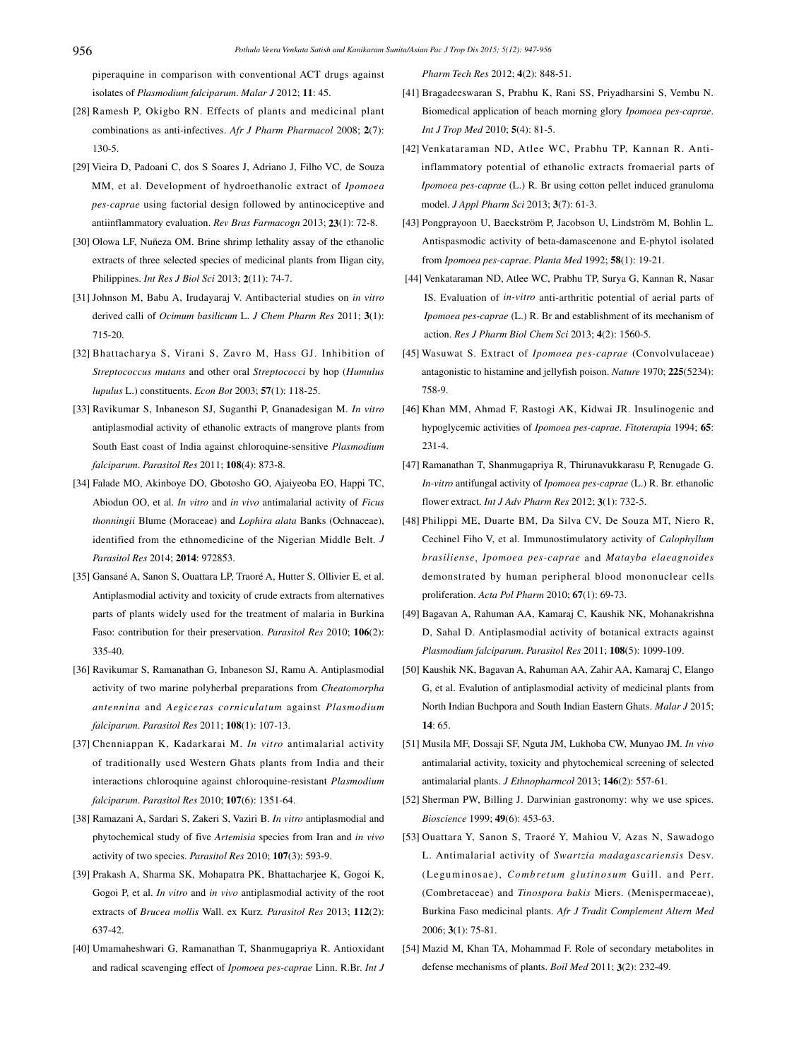piperaquine in comparison with conventional ACT drugs against isolates of *Plasmodium falciparum*. *Malar J* 2012; **11**: 45.

[28] Ramesh P, Okigbo RN. Effects of plants and medicinal plant combinations as anti-infectives. *Afr J Pharm Pharmacol* 2008; **2**(7): 130-5.

[29] Vieira D, Padoani C, dos S Soares J, Adriano J, Filho VC, de Souza MM, et al. Development of hydroethanolic extract of *Ipomoea pes-caprae* using factorial design followed by antinociceptive and antiinflammatory evaluation. *Rev Bras Farmacogn* 2013; **23**(1): 72-8.

[30] Olowa LF, Nuñeza OM. Brine shrimp lethality assay of the ethanolic extracts of three selected species of medicinal plants from Iligan city, Philippines. *Int Res J Biol Sci* 2013; **2**(11): 74-7.

[31] Johnson M, Babu A, Irudayaraj V. Antibacterial studies on *in vitro* derived calli of *Ocimum basilicum* L. *J Chem Pharm Res* 2011; **3**(1): 715-20.

[32] Bhattacharya S, Virani S, Zavro M, Hass GJ. Inhibition of *Streptococcus mutans* and other oral *Streptococci* by hop (*Humulus lupulus* L.) constituents. *Econ Bot* 2003; **57**(1): 118-25.

[33] Ravikumar S, Inbaneson SJ, Suganthi P, Gnanadesigan M. *In vitro* antiplasmodial activity of ethanolic extracts of mangrove plants from South East coast of India against chloroquine-sensitive *Plasmodium falciparum*. *Parasitol Res* 2011; **108**(4): 873-8.

[34] Falade MO, Akinboye DO, Gbotosho GO, Ajaiyeoba EO, Happi TC, Abiodun OO, et al. *In vitro* and *in vivo* antimalarial activity of *Ficus thonningii* Blume (Moraceae) and *Lophira alata* Banks (Ochnaceae), identified from the ethnomedicine of the Nigerian Middle Belt. *J Parasitol Res* 2014; **2014**: 972853.

[35] Gansané A, Sanon S, Ouattara LP, Traoré A, Hutter S, Ollivier E, et al. Antiplasmodial activity and toxicity of crude extracts from alternatives parts of plants widely used for the treatment of malaria in Burkina Faso: contribution for their preservation. *Parasitol Res* 2010; **106**(2): 335-40.

[36] Ravikumar S, Ramanathan G, Inbaneson SJ, Ramu A. Antiplasmodial activity of two marine polyherbal preparations from *Cheatomorpha antennina* and *Aegiceras corniculatum* against *Plasmodium falciparum*. *Parasitol Res* 2011; **108**(1): 107-13.

[37] Chenniappan K, Kadarkarai M. *In vitro* antimalarial activity of traditionally used Western Ghats plants from India and their interactions chloroquine against chloroquine-resistant *Plasmodium falciparum*. *Parasitol Res* 2010; **107**(6): 1351-64.

[38] Ramazani A, Sardari S, Zakeri S, Vaziri B. *In vitro* antiplasmodial and phytochemical study of five *Artemisia* species from Iran and *in vivo* activity of two species. *Parasitol Res* 2010; **107**(3): 593-9.

[39] Prakash A, Sharma SK, Mohapatra PK, Bhattacharjee K, Gogoi K, Gogoi P, et al. *In vitro* and *in vivo* antiplasmodial activity of the root extracts of *Brucea mollis* Wall. ex Kurz. *Parasitol Res* 2013; **112**(2): 637-42.

[40] Umamaheshwari G, Ramanathan T, Shanmugapriya R. Antioxidant and radical scavenging effect of *Ipomoea pes-caprae* Linn. R.Br. *Int J Pharm Tech Res* 2012; **4**(2): 848-51.

[41] Bragadeeswaran S, Prabhu K, Rani SS, Priyadharsini S, Vembu N. Biomedical application of beach morning glory *Ipomoea pes-caprae*. *Int J Trop Med* 2010; **5**(4): 81-5.

[42] Venkataraman ND, Atlee WC, Prabhu TP, Kannan R. Anti-inflammatory potential of ethanolic extracts fromaerial parts of *Ipomoea pes-caprae* (L.) R. Br using cotton pellet induced granuloma model. *J Appl Pharm Sci* 2013; **3**(7): 61-3.

[43] Pongprayoon U, Baeckström P, Jacobson U, Lindström M, Bohlin L. Antispasmodic activity of beta-damascenone and E-phytol isolated from *Ipomoea pes-caprae*. *Planta Med* 1992; **58**(1): 19-21.

[44] Venkataraman ND, Atlee WC, Prabhu TP, Surya G, Kannan R, Nasar IS. Evaluation of *in-vitro* anti-arthritic potential of aerial parts of *Ipomoea pes-caprae* (L.) R. Br and establishment of its mechanism of action. *Res J Pharm Biol Chem Sci* 2013; **4**(2): 1560-5.

[45] Wasuwat S. Extract of *Ipomoea pes-caprae* (Convolvulaceae) antagonistic to histamine and jellyfish poison. *Nature* 1970; **225**(5234): 758-9.

[46] Khan MM, Ahmad F, Rastogi AK, Kidwai JR. Insulinogenic and hypoglycemic activities of *Ipomoea pes-caprae*. *Fitoterapia* 1994; **65**: 231-4.

[47] Ramanathan T, Shanmugapriya R, Thirunavukkarasu P, Renugade G. *In-vitro* antifungal activity of *Ipomoea pes-caprae* (L.) R. Br. ethanolic flower extract. *Int J Adv Pharm Res* 2012; **3**(1): 732-5.

[48] Philippi ME, Duarte BM, Da Silva CV, De Souza MT, Niero R, Cechinel Fiho V, et al. Immunostimulatory activity of *Calophyllum brasiliense*, *Ipomoea pes-caprae* and *Matayba elaeagnoides* demonstrated by human peripheral blood mononuclear cells proliferation. *Acta Pol Pharm* 2010; **67**(1): 69-73.

[49] Bagavan A, Rahuman AA, Kamaraj C, Kaushik NK, Mohanakrishna D, Sahal D. Antiplasmodial activity of botanical extracts against *Plasmodium falciparum*. *Parasitol Res* 2011; **108**(5): 1099-109.

[50] Kaushik NK, Bagavan A, Rahuman AA, Zahir AA, Kamaraj C, Elango G, et al. Evalution of antiplasmodial activity of medicinal plants from North Indian Buchpora and South Indian Eastern Ghats. *Malar J* 2015; **14**: 65.

[51] Musila MF, Dossaji SF, Nguta JM, Lukhoba CW, Munyao JM. *In vivo* antimalarial activity, toxicity and phytochemical screening of selected antimalarial plants. *J Ethnopharmcol* 2013; **146**(2): 557-61.

[52] Sherman PW, Billing J. Darwinian gastronomy: why we use spices. *Bioscience* 1999; **49**(6): 453-63.

[53] Ouattara Y, Sanon S, Traoré Y, Mahiou V, Azas N, Sawadogo L. Antimalarial activity of *Swartzia madagascariensis* Desv. (Leguminosae), *Combretum glutinosum* Guill. and Perr. (Combretaceae) and *Tinospora bakis* Miers. (Menispermaceae), Burkina Faso medicinal plants. *Afr J Tradit Complement Altern Med* 2006; **3**(1): 75-81.

[54] Mazid M, Khan TA, Mohammad F. Role of secondary metabolites in defense mechanisms of plants. *Boil Med* 2011; **3**(2): 232-49.